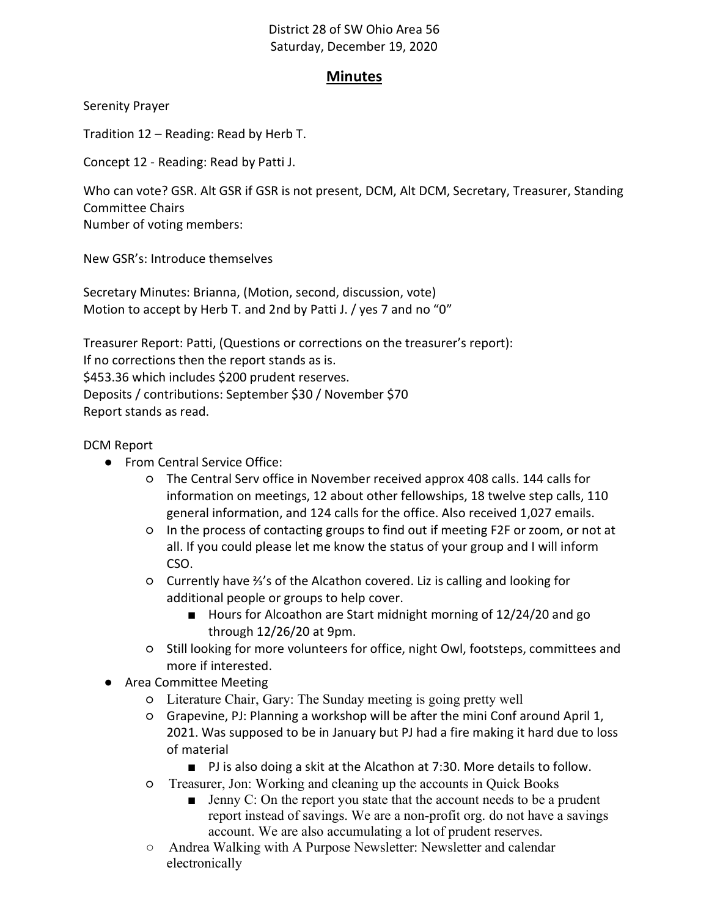District 28 of SW Ohio Area 56
Saturday, December 19, 2020

# Minutes

Serenity Prayer

Tradition 12 – Reading: Read by Herb T.

Concept 12 - Reading: Read by Patti J.

Who can vote? GSR. Alt GSR if GSR is not present, DCM, Alt DCM, Secretary, Treasurer, Standing Committee Chairs
Number of voting members:

New GSR's: Introduce themselves

Secretary Minutes: Brianna, (Motion, second, discussion, vote)
Motion to accept by Herb T. and 2nd by Patti J. / yes 7 and no "0"

Treasurer Report: Patti, (Questions or corrections on the treasurer's report):
If no corrections then the report stands as is.
$453.36 which includes $200 prudent reserves.
Deposits / contributions: September $30 / November $70
Report stands as read.

DCM Report

- From Central Service Office:
  - The Central Serv office in November received approx 408 calls. 144 calls for information on meetings, 12 about other fellowships, 18 twelve step calls, 110 general information, and 124 calls for the office. Also received 1,027 emails.
  - In the process of contacting groups to find out if meeting F2F or zoom, or not at all. If you could please let me know the status of your group and I will inform CSO.
  - Currently have ⅔'s of the Alcathon covered. Liz is calling and looking for additional people or groups to help cover.
    - Hours for Alcoathon are Start midnight morning of 12/24/20 and go through 12/26/20 at 9pm.
  - Still looking for more volunteers for office, night Owl, footsteps, committees and more if interested.
- Area Committee Meeting
  - Literature Chair, Gary: The Sunday meeting is going pretty well
  - Grapevine, PJ: Planning a workshop will be after the mini Conf around April 1, 2021. Was supposed to be in January but PJ had a fire making it hard due to loss of material
    - PJ is also doing a skit at the Alcathon at 7:30. More details to follow.
  - Treasurer, Jon: Working and cleaning up the accounts in Quick Books
    - Jenny C: On the report you state that the account needs to be a prudent report instead of savings. We are a non-profit org. do not have a savings account. We are also accumulating a lot of prudent reserves.
  - Andrea Walking with A Purpose Newsletter: Newsletter and calendar electronically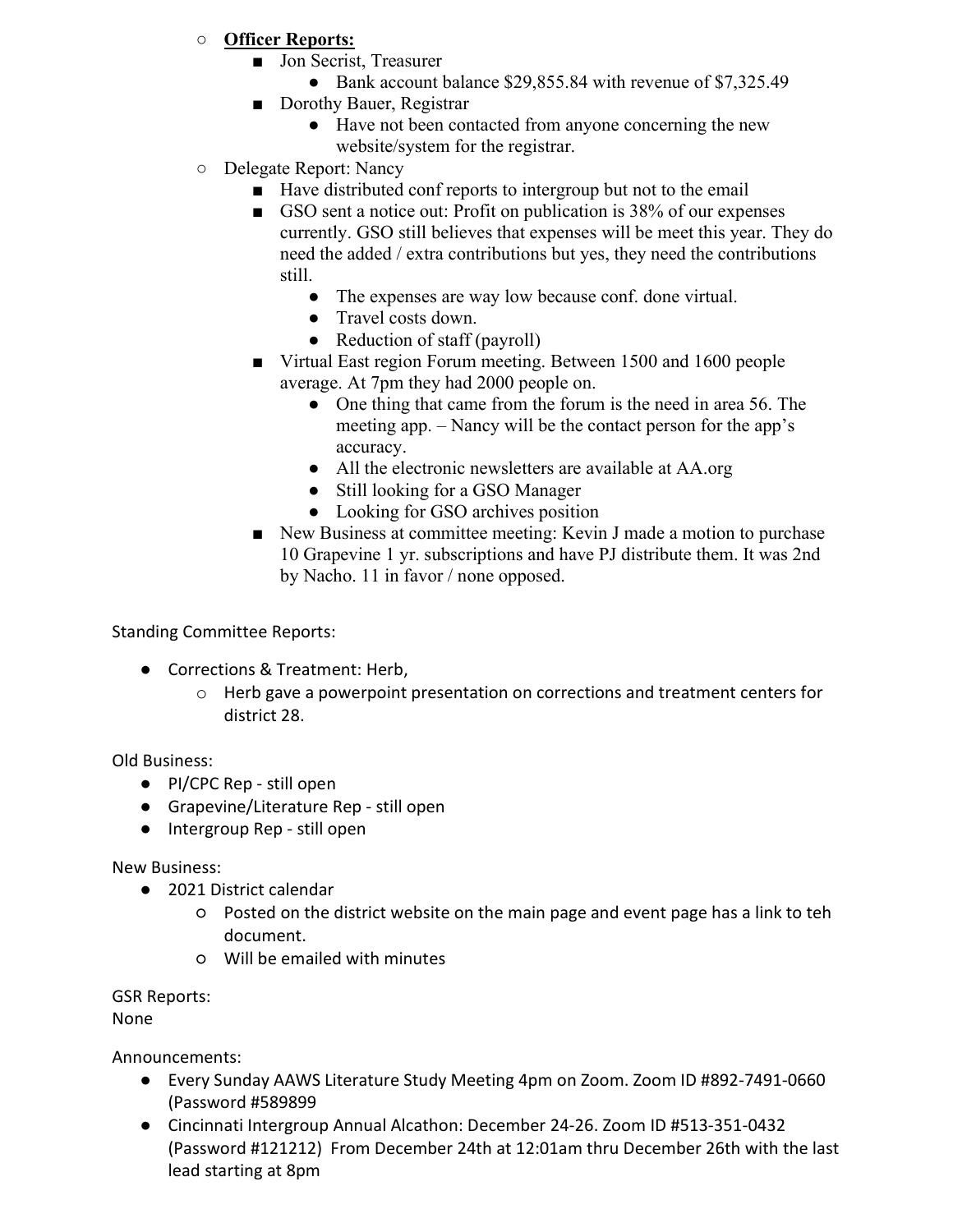- **Officer Reports:**
  - Jon Secrist, Treasurer
    - Bank account balance $29,855.84 with revenue of $7,325.49
  - Dorothy Bauer, Registrar
    - Have not been contacted from anyone concerning the new website/system for the registrar.
- Delegate Report: Nancy
  - Have distributed conf reports to intergroup but not to the email
  - GSO sent a notice out: Profit on publication is 38% of our expenses currently. GSO still believes that expenses will be meet this year. They do need the added / extra contributions but yes, they need the contributions still.
    - The expenses are way low because conf. done virtual.
    - Travel costs down.
    - Reduction of staff (payroll)
  - Virtual East region Forum meeting. Between 1500 and 1600 people average. At 7pm they had 2000 people on.
    - One thing that came from the forum is the need in area 56. The meeting app. – Nancy will be the contact person for the app's accuracy.
    - All the electronic newsletters are available at AA.org
    - Still looking for a GSO Manager
    - Looking for GSO archives position
  - New Business at committee meeting: Kevin J made a motion to purchase 10 Grapevine 1 yr. subscriptions and have PJ distribute them. It was 2nd by Nacho. 11 in favor / none opposed.

Standing Committee Reports:

- Corrections & Treatment: Herb,
  - Herb gave a powerpoint presentation on corrections and treatment centers for district 28.

Old Business:

- PI/CPC Rep - still open
- Grapevine/Literature Rep - still open
- Intergroup Rep - still open

New Business:

- 2021 District calendar
  - Posted on the district website on the main page and event page has a link to teh document.
  - Will be emailed with minutes

GSR Reports:
None

Announcements:

- Every Sunday AAWS Literature Study Meeting 4pm on Zoom. Zoom ID #892-7491-0660 (Password #589899
- Cincinnati Intergroup Annual Alcathon: December 24-26. Zoom ID #513-351-0432 (Password #121212) From December 24th at 12:01am thru December 26th with the last lead starting at 8pm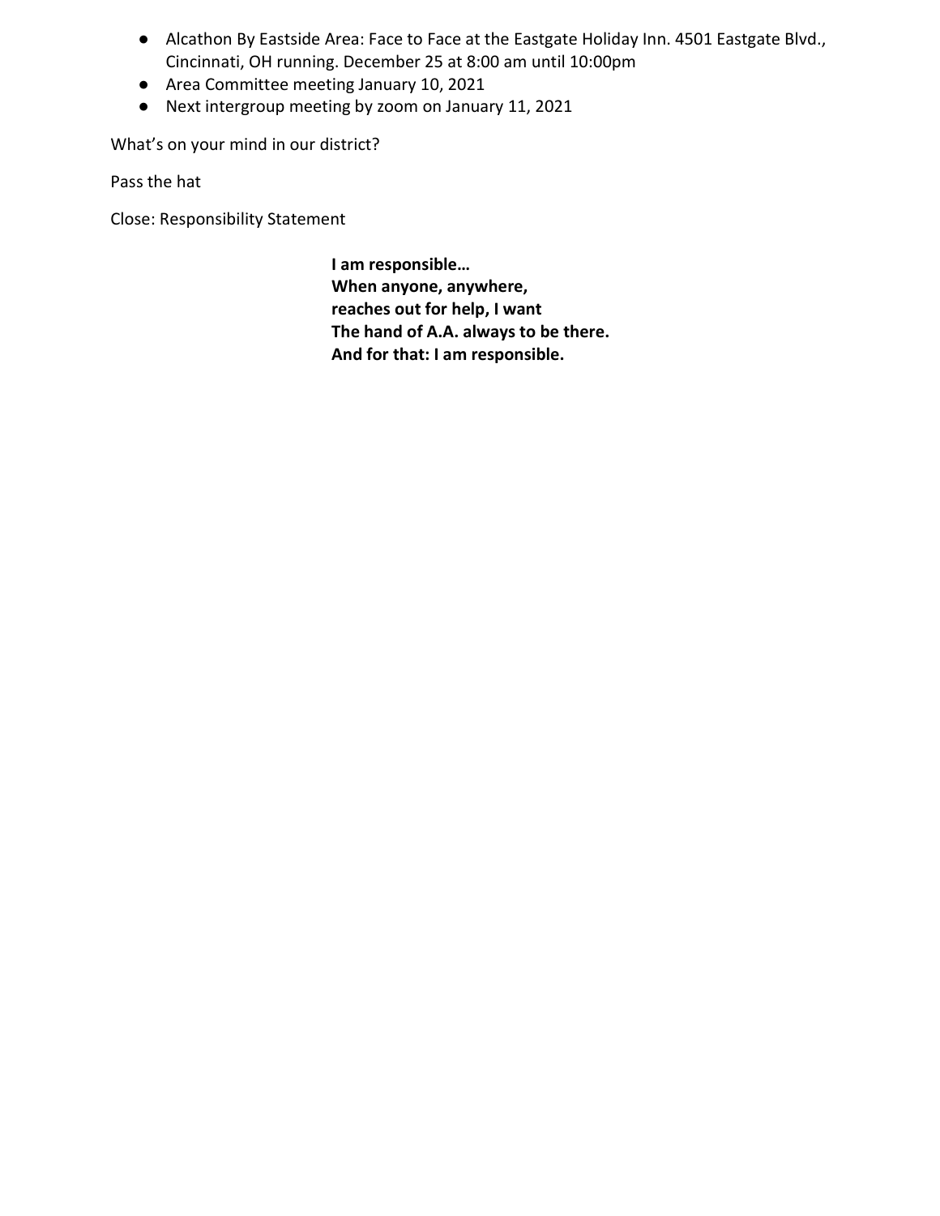- Alcathon By Eastside Area: Face to Face at the Eastgate Holiday Inn. 4501 Eastgate Blvd., Cincinnati, OH running. December 25 at 8:00 am until 10:00pm
- Area Committee meeting January 10, 2021
- Next intergroup meeting by zoom on January 11, 2021

What's on your mind in our district?

Pass the hat

Close: Responsibility Statement

**I am responsible…**
**When anyone, anywhere,**
**reaches out for help, I want**
**The hand of A.A. always to be there.**
**And for that: I am responsible.**